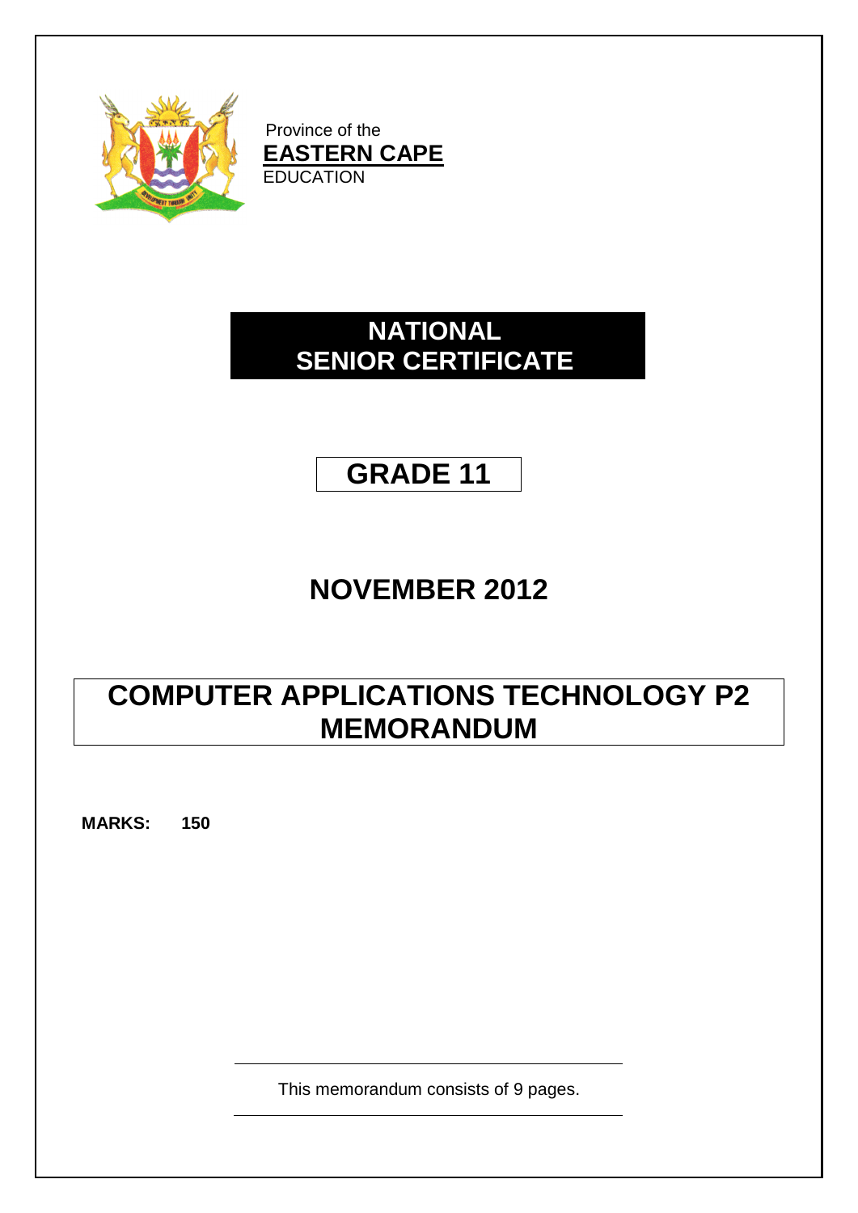Province of the

**EASTERN CAPE**

EDUCATION

# NATIONAL SENIOR CERTIFICATE

# GRADE 11

# NOVEMBER 2012

# COMPUTER APPLICATIONS TECHNOLOGY P2 MEMORANDUM

**MARKS: 150**

This memorandum consists of 9 pages.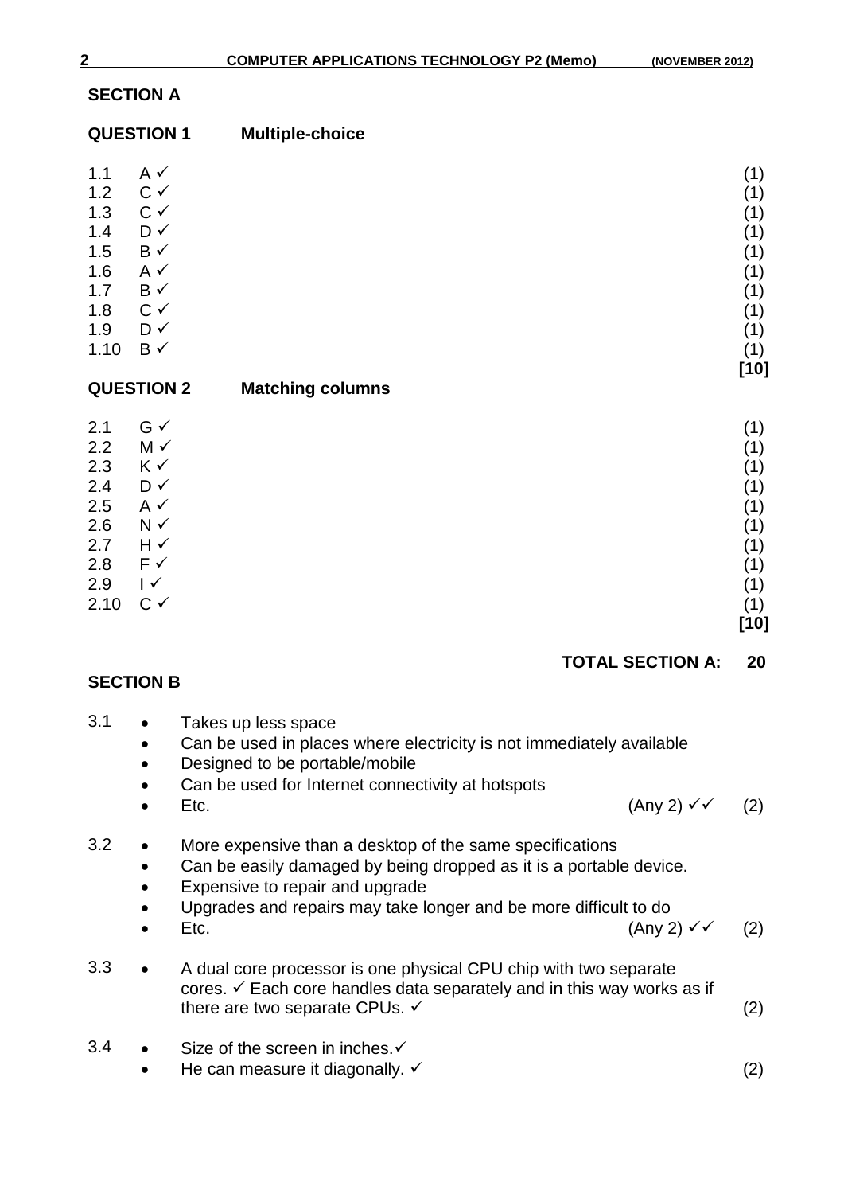## SECTION A

### QUESTION 1 Multiple-choice

| | | |
|---|---|---|
| 1.1 | A ✓ | (1) |
| 1.2 | C ✓ | (1) |
| 1.3 | C ✓ | (1) |
| 1.4 | D ✓ | (1) |
| 1.5 | B ✓ | (1) |
| 1.6 | A ✓ | (1) |
| 1.7 | B ✓ | (1) |
| 1.8 | C ✓ | (1) |
| 1.9 | D ✓ | (1) |
| 1.10 | B ✓ | (1) |
| | | **[10]** |

### QUESTION 2 Matching columns

| | | |
|---|---|---|
| 2.1 | G ✓ | (1) |
| 2.2 | M ✓ | (1) |
| 2.3 | K ✓ | (1) |
| 2.4 | D ✓ | (1) |
| 2.5 | A ✓ | (1) |
| 2.6 | N ✓ | (1) |
| 2.7 | H ✓ | (1) |
| 2.8 | F ✓ | (1) |
| 2.9 | I ✓ | (1) |
| 2.10 | C ✓ | (1) |
| | | **[10]** |

**TOTAL SECTION A: 20**

## SECTION B

3.1
- Takes up less space
- Can be used in places where electricity is not immediately available
- Designed to be portable/mobile
- Can be used for Internet connectivity at hotspots
- Etc. (Any 2) ✓✓ (2)

3.2
- More expensive than a desktop of the same specifications
- Can be easily damaged by being dropped as it is a portable device.
- Expensive to repair and upgrade
- Upgrades and repairs may take longer and be more difficult to do
- Etc. (Any 2) ✓✓ (2)

3.3
- A dual core processor is one physical CPU chip with two separate cores. ✓ Each core handles data separately and in this way works as if there are two separate CPUs. ✓ (2)

3.4
- Size of the screen in inches.✓
- He can measure it diagonally. ✓ (2)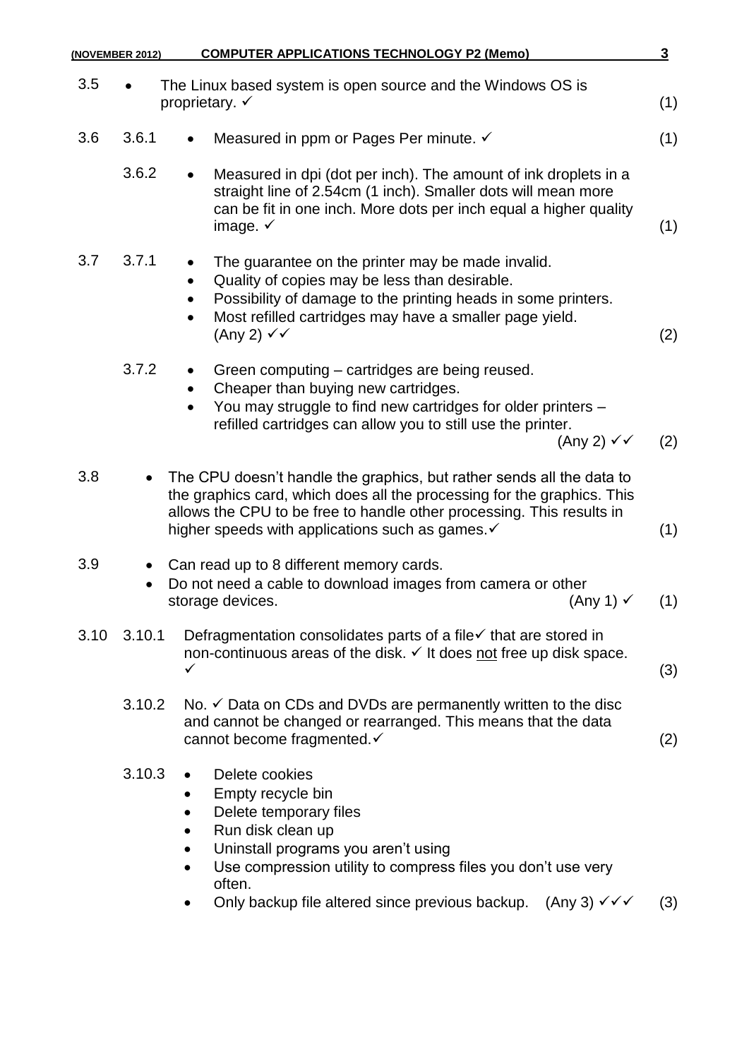3.5
- The Linux based system is open source and the Windows OS is proprietary. ✓ (1)

3.6

3.6.1
- Measured in ppm or Pages Per minute. ✓ (1)

3.6.2
- Measured in dpi (dot per inch). The amount of ink droplets in a straight line of 2.54cm (1 inch). Smaller dots will mean more can be fit in one inch. More dots per inch equal a higher quality image. ✓ (1)

3.7

3.7.1
- The guarantee on the printer may be made invalid.
- Quality of copies may be less than desirable.
- Possibility of damage to the printing heads in some printers.
- Most refilled cartridges may have a smaller page yield. (Any 2) ✓✓ (2)

3.7.2
- Green computing – cartridges are being reused.
- Cheaper than buying new cartridges.
- You may struggle to find new cartridges for older printers – refilled cartridges can allow you to still use the printer. (Any 2) ✓✓ (2)

3.8
- The CPU doesn't handle the graphics, but rather sends all the data to the graphics card, which does all the processing for the graphics. This allows the CPU to be free to handle other processing. This results in higher speeds with applications such as games.✓ (1)

3.9
- Can read up to 8 different memory cards.
- Do not need a cable to download images from camera or other storage devices. (Any 1) ✓ (1)

3.10

3.10.1 Defragmentation consolidates parts of a file✓ that are stored in non-continuous areas of the disk. ✓ It does not free up disk space. ✓ (3)

3.10.2 No. ✓ Data on CDs and DVDs are permanently written to the disc and cannot be changed or rearranged. This means that the data cannot become fragmented.✓ (2)

3.10.3
- Delete cookies
- Empty recycle bin
- Delete temporary files
- Run disk clean up
- Uninstall programs you aren't using
- Use compression utility to compress files you don't use very often.
- Only backup file altered since previous backup. (Any 3) ✓✓✓ (3)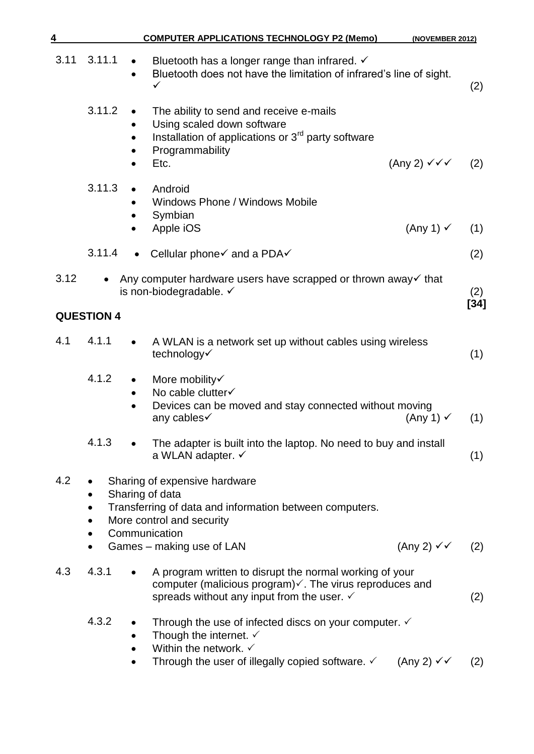3.11 3.11.1
- Bluetooth has a longer range than infrared. ✓
- Bluetooth does not have the limitation of infrared's line of sight. ✓ (2)

3.11.2
- The ability to send and receive e-mails
- Using scaled down software
- Installation of applications or 3rd party software
- Programmability
- Etc. (Any 2) ✓✓✓ (2)

3.11.3
- Android
- Windows Phone / Windows Mobile
- Symbian
- Apple iOS (Any 1) ✓ (1)

3.11.4
- Cellular phone✓ and a PDA✓ (2)

3.12
- Any computer hardware users have scrapped or thrown away✓ that is non-biodegradable. ✓ (2)

**[34]**

## QUESTION 4

4.1 4.1.1
- A WLAN is a network set up without cables using wireless technology✓ (1)

4.1.2
- More mobility✓
- No cable clutter✓
- Devices can be moved and stay connected without moving any cables✓ (Any 1) ✓ (1)

4.1.3
- The adapter is built into the laptop. No need to buy and install a WLAN adapter. ✓ (1)

4.2
- Sharing of expensive hardware
- Sharing of data
- Transferring of data and information between computers.
- More control and security
- Communication
- Games – making use of LAN (Any 2) ✓✓ (2)

4.3 4.3.1
- A program written to disrupt the normal working of your computer (malicious program)✓. The virus reproduces and spreads without any input from the user. ✓ (2)

4.3.2
- Through the use of infected discs on your computer. ✓
- Though the internet. ✓
- Within the network. ✓
- Through the user of illegally copied software. ✓ (Any 2) ✓✓ (2)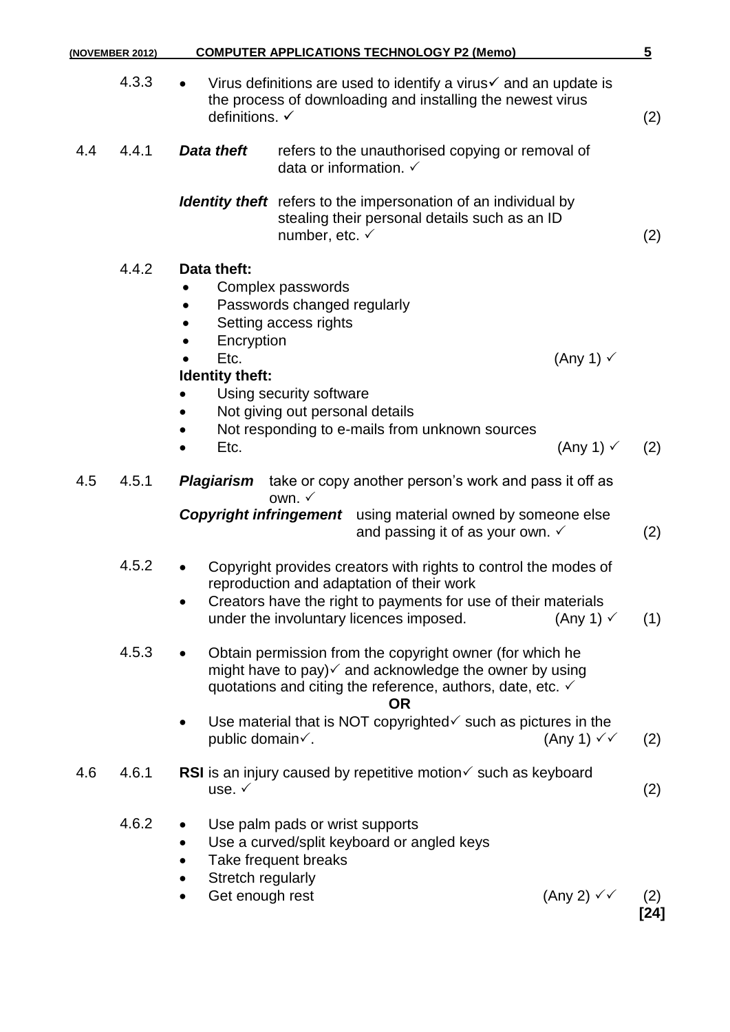4.3.3

- Virus definitions are used to identify a virus✓ and an update is the process of downloading and installing the newest virus definitions. ✓ (2)

4.4 4.4.1

***Data theft*** refers to the unauthorised copying or removal of data or information. ✓

***Identity theft*** refers to the impersonation of an individual by stealing their personal details such as an ID number, etc. ✓ (2)

4.4.2

**Data theft:**

- Complex passwords
- Passwords changed regularly
- Setting access rights
- Encryption
- Etc. (Any 1) ✓

**Identity theft:**

- Using security software
- Not giving out personal details
- Not responding to e-mails from unknown sources
- Etc. (Any 1) ✓ (2)

4.5 4.5.1

***Plagiarism*** take or copy another person's work and pass it off as own. ✓

***Copyright infringement*** using material owned by someone else and passing it of as your own. ✓ (2)

4.5.2

- Copyright provides creators with rights to control the modes of reproduction and adaptation of their work
- Creators have the right to payments for use of their materials under the involuntary licences imposed. (Any 1) ✓ (1)

4.5.3

- Obtain permission from the copyright owner (for which he might have to pay)✓ and acknowledge the owner by using quotations and citing the reference, authors, date, etc. ✓

**OR**

- Use material that is NOT copyrighted✓ such as pictures in the public domain✓. (Any 1) ✓✓ (2)

4.6 4.6.1

**RSI** is an injury caused by repetitive motion✓ such as keyboard use. ✓ (2)

4.6.2

- Use palm pads or wrist supports
- Use a curved/split keyboard or angled keys
- Take frequent breaks
- Stretch regularly
- Get enough rest (Any 2) ✓✓ (2)

**[24]**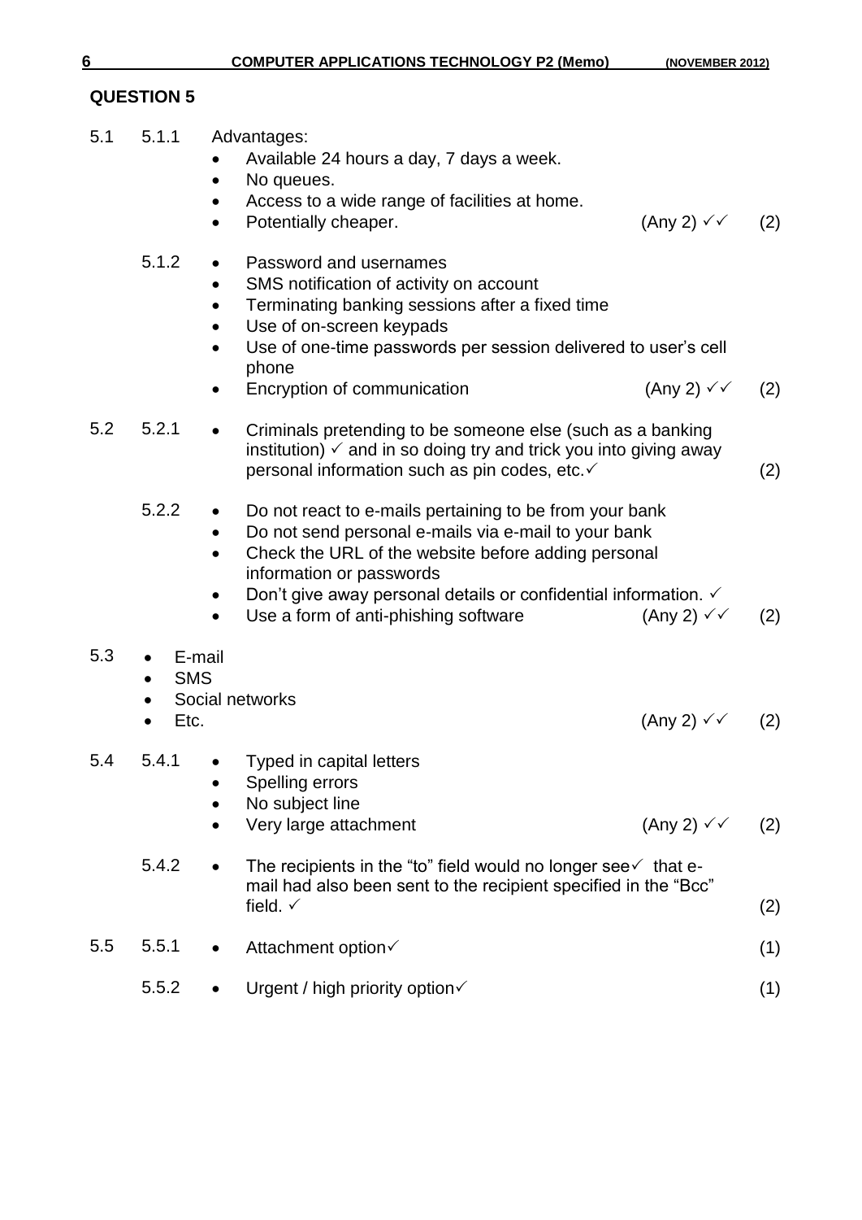## QUESTION 5

5.1 5.1.1 Advantages:

- Available 24 hours a day, 7 days a week.
- No queues.
- Access to a wide range of facilities at home.
- Potentially cheaper. (Any 2) ✓✓ (2)

5.1.2

- Password and usernames
- SMS notification of activity on account
- Terminating banking sessions after a fixed time
- Use of on-screen keypads
- Use of one-time passwords per session delivered to user's cell phone
- Encryption of communication (Any 2) ✓✓ (2)

5.2 5.2.1

- Criminals pretending to be someone else (such as a banking institution) ✓ and in so doing try and trick you into giving away personal information such as pin codes, etc.✓ (2)

5.2.2

- Do not react to e-mails pertaining to be from your bank
- Do not send personal e-mails via e-mail to your bank
- Check the URL of the website before adding personal information or passwords
- Don't give away personal details or confidential information. ✓
- Use a form of anti-phishing software (Any 2) ✓✓ (2)

5.3

- E-mail
- SMS
- Social networks
- Etc. (Any 2) ✓✓ (2)

5.4 5.4.1

- Typed in capital letters
- Spelling errors
- No subject line
- Very large attachment (Any 2) ✓✓ (2)

5.4.2

- The recipients in the "to" field would no longer see✓ that e-mail had also been sent to the recipient specified in the "Bcc" field. ✓ (2)

5.5 5.5.1

- Attachment option✓ (1)

5.5.2

- Urgent / high priority option✓ (1)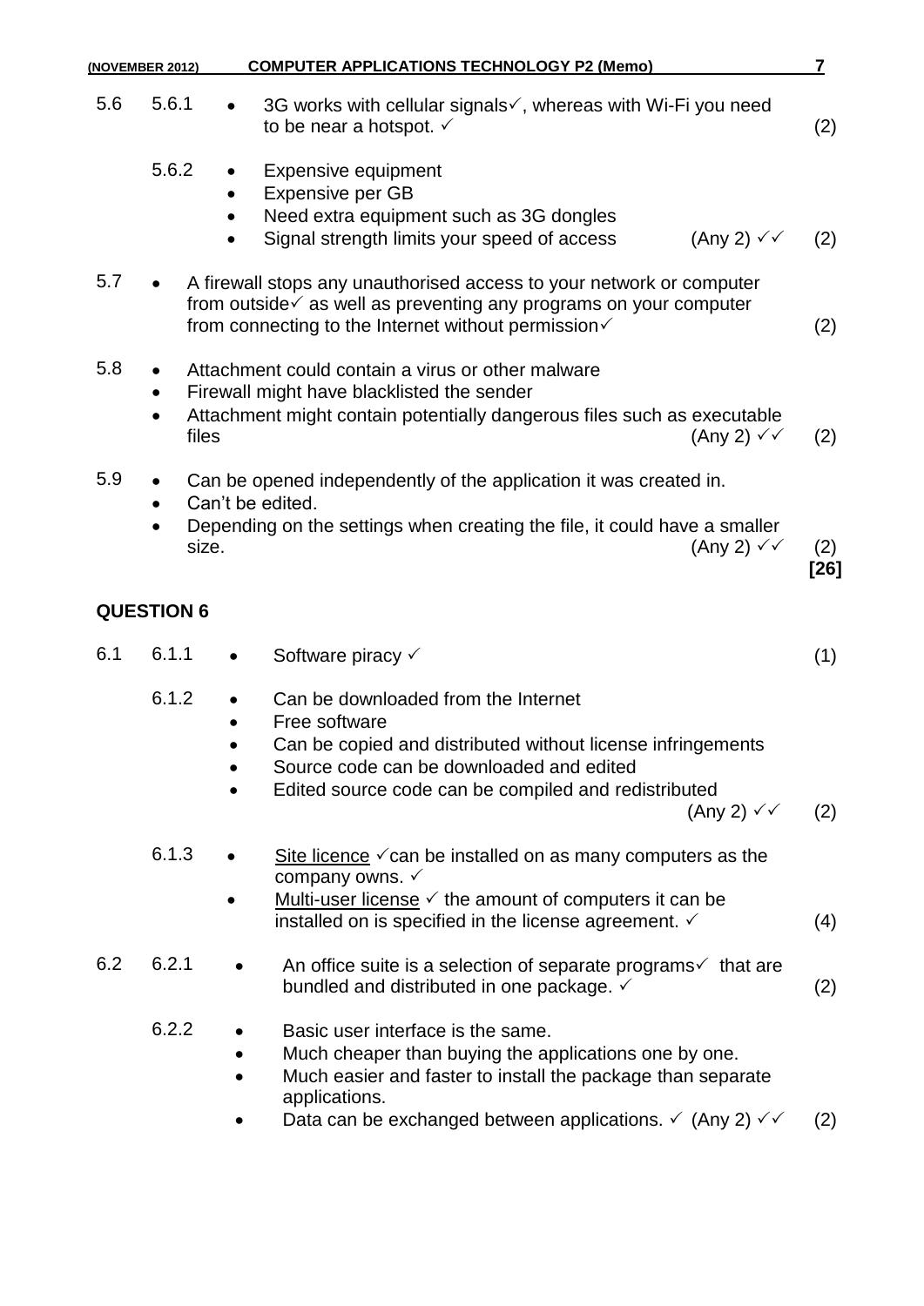5.6 5.6.1

- 3G works with cellular signals✓, whereas with Wi-Fi you need to be near a hotspot. ✓ (2)

5.6.2

- Expensive equipment
- Expensive per GB
- Need extra equipment such as 3G dongles
- Signal strength limits your speed of access (Any 2) ✓✓ (2)

5.7

- A firewall stops any unauthorised access to your network or computer from outside✓ as well as preventing any programs on your computer from connecting to the Internet without permission✓ (2)

5.8

- Attachment could contain a virus or other malware
- Firewall might have blacklisted the sender
- Attachment might contain potentially dangerous files such as executable files (Any 2) ✓✓ (2)

5.9

- Can be opened independently of the application it was created in.
- Can't be edited.
- Depending on the settings when creating the file, it could have a smaller size. (Any 2) ✓✓ (2)

**[26]**

## QUESTION 6

6.1 6.1.1

- Software piracy ✓ (1)

6.1.2

- Can be downloaded from the Internet
- Free software
- Can be copied and distributed without license infringements
- Source code can be downloaded and edited
- Edited source code can be compiled and redistributed (Any 2) ✓✓ (2)

6.1.3

- Site licence ✓can be installed on as many computers as the company owns. ✓
- Multi-user license ✓ the amount of computers it can be installed on is specified in the license agreement. ✓ (4)

6.2 6.2.1

- An office suite is a selection of separate programs✓ that are bundled and distributed in one package. ✓ (2)

6.2.2

- Basic user interface is the same.
- Much cheaper than buying the applications one by one.
- Much easier and faster to install the package than separate applications.
- Data can be exchanged between applications. ✓ (Any 2) ✓✓ (2)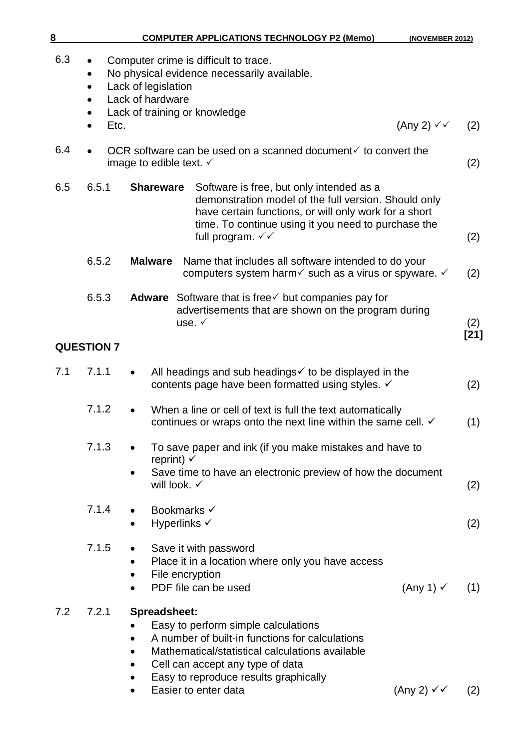6.3

- Computer crime is difficult to trace.
- No physical evidence necessarily available.
- Lack of legislation
- Lack of hardware
- Lack of training or knowledge
- Etc. (Any 2) ✓✓ (2)

6.4

- OCR software can be used on a scanned document✓ to convert the image to edible text. ✓ (2)

6.5

6.5.1 **Shareware** Software is free, but only intended as a demonstration model of the full version. Should only have certain functions, or will only work for a short time. To continue using it you need to purchase the full program. ✓✓ (2)

6.5.2 **Malware** Name that includes all software intended to do your computers system harm✓ such as a virus or spyware. ✓ (2)

6.5.3 **Adware** Software that is free✓ but companies pay for advertisements that are shown on the program during use. ✓ (2)

**[21]**

## QUESTION 7

7.1

7.1.1

- All headings and sub headings✓ to be displayed in the contents page have been formatted using styles. ✓ (2)

7.1.2

- When a line or cell of text is full the text automatically continues or wraps onto the next line within the same cell. ✓ (1)

7.1.3

- To save paper and ink (if you make mistakes and have to reprint) ✓
- Save time to have an electronic preview of how the document will look. ✓ (2)

7.1.4

- Bookmarks ✓
- Hyperlinks ✓ (2)

7.1.5

- Save it with password
- Place it in a location where only you have access
- File encryption
- PDF file can be used (Any 1) ✓ (1)

7.2

7.2.1 **Spreadsheet:**

- Easy to perform simple calculations
- A number of built-in functions for calculations
- Mathematical/statistical calculations available
- Cell can accept any type of data
- Easy to reproduce results graphically
- Easier to enter data (Any 2) ✓✓ (2)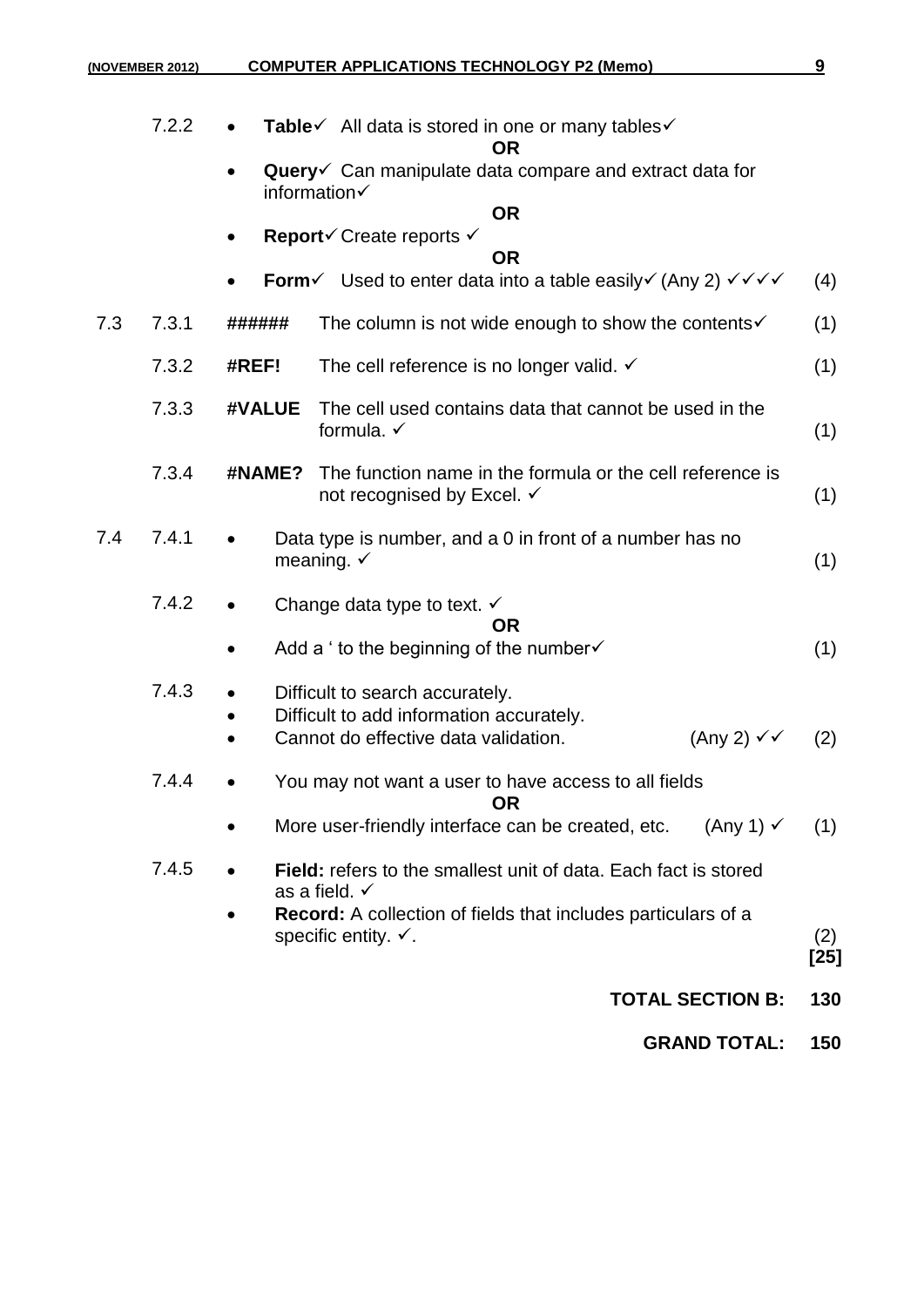| | | | | |
|---|---|---|---|---|
| | 7.2.2 | • **Table**✓ All data is stored in one or many tables✓ **OR** • **Query**✓ Can manipulate data compare and extract data for information✓ **OR** • **Report**✓ Create reports ✓ **OR** • **Form**✓ Used to enter data into a table easily✓ (Any 2) ✓✓✓✓ | | (4) |
| 7.3 | 7.3.1 | ###### | The column is not wide enough to show the contents✓ | (1) |
| | 7.3.2 | **#REF!** | The cell reference is no longer valid. ✓ | (1) |
| | 7.3.3 | **#VALUE** | The cell used contains data that cannot be used in the formula. ✓ | (1) |
| | 7.3.4 | **#NAME?** | The function name in the formula or the cell reference is not recognised by Excel. ✓ | (1) |
| 7.4 | 7.4.1 | • Data type is number, and a 0 in front of a number has no meaning. ✓ | | (1) |
| | 7.4.2 | • Change data type to text. ✓ **OR** • Add a ' to the beginning of the number✓ | | (1) |
| | 7.4.3 | • Difficult to search accurately. • Difficult to add information accurately. • Cannot do effective data validation. (Any 2) ✓✓ | | (2) |
| | 7.4.4 | • You may not want a user to have access to all fields **OR** • More user-friendly interface can be created, etc. (Any 1) ✓ | | (1) |
| | 7.4.5 | • **Field:** refers to the smallest unit of data. Each fact is stored as a field. ✓ • **Record:** A collection of fields that includes particulars of a specific entity. ✓. | | (2) **[25]** |

**TOTAL SECTION B: 130**

**GRAND TOTAL: 150**